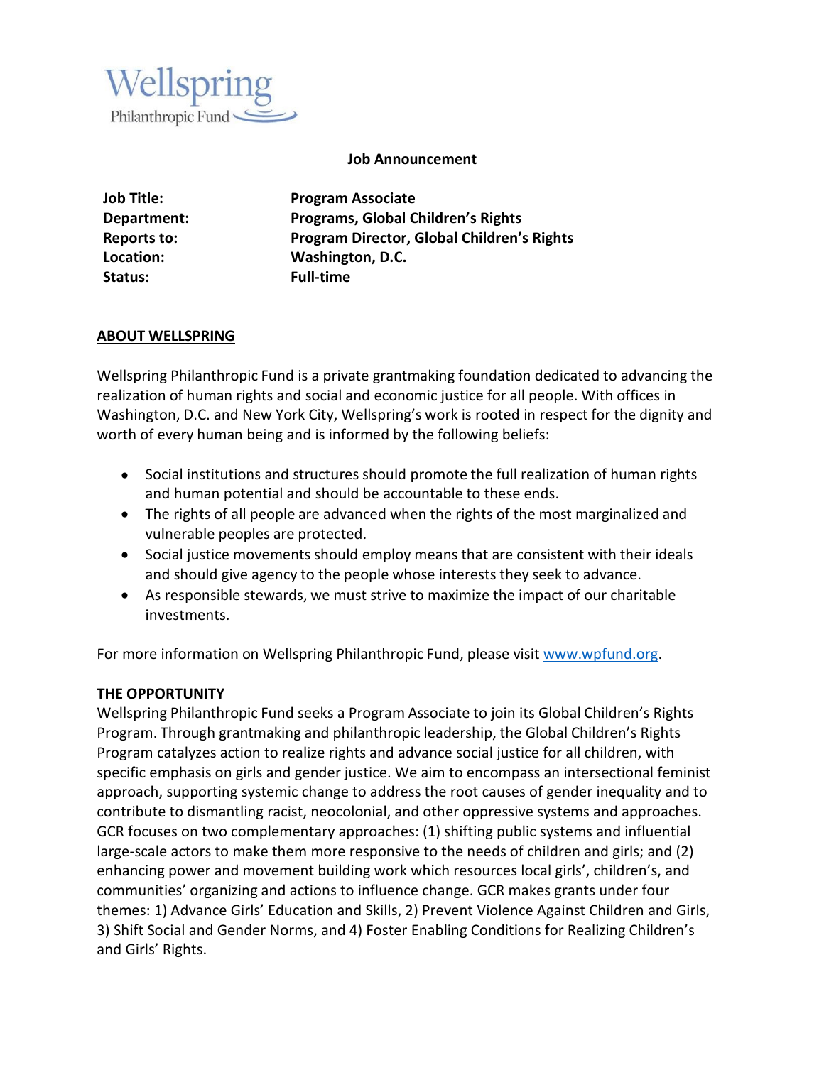Wellspring
Philanthropic Fund

**Job Announcement**

| | |
|---|---|
| **Job Title:** | **Program Associate** |
| **Department:** | **Programs, Global Children's Rights** |
| **Reports to:** | **Program Director, Global Children's Rights** |
| **Location:** | **Washington, D.C.** |
| **Status:** | **Full-time** |

## ABOUT WELLSPRING

Wellspring Philanthropic Fund is a private grantmaking foundation dedicated to advancing the realization of human rights and social and economic justice for all people. With offices in Washington, D.C. and New York City, Wellspring's work is rooted in respect for the dignity and worth of every human being and is informed by the following beliefs:

- Social institutions and structures should promote the full realization of human rights and human potential and should be accountable to these ends.
- The rights of all people are advanced when the rights of the most marginalized and vulnerable peoples are protected.
- Social justice movements should employ means that are consistent with their ideals and should give agency to the people whose interests they seek to advance.
- As responsible stewards, we must strive to maximize the impact of our charitable investments.

For more information on Wellspring Philanthropic Fund, please visit www.wpfund.org.

## THE OPPORTUNITY

Wellspring Philanthropic Fund seeks a Program Associate to join its Global Children's Rights Program. Through grantmaking and philanthropic leadership, the Global Children's Rights Program catalyzes action to realize rights and advance social justice for all children, with specific emphasis on girls and gender justice. We aim to encompass an intersectional feminist approach, supporting systemic change to address the root causes of gender inequality and to contribute to dismantling racist, neocolonial, and other oppressive systems and approaches. GCR focuses on two complementary approaches: (1) shifting public systems and influential large-scale actors to make them more responsive to the needs of children and girls; and (2) enhancing power and movement building work which resources local girls', children's, and communities' organizing and actions to influence change. GCR makes grants under four themes: 1) Advance Girls' Education and Skills, 2) Prevent Violence Against Children and Girls, 3) Shift Social and Gender Norms, and 4) Foster Enabling Conditions for Realizing Children's and Girls' Rights.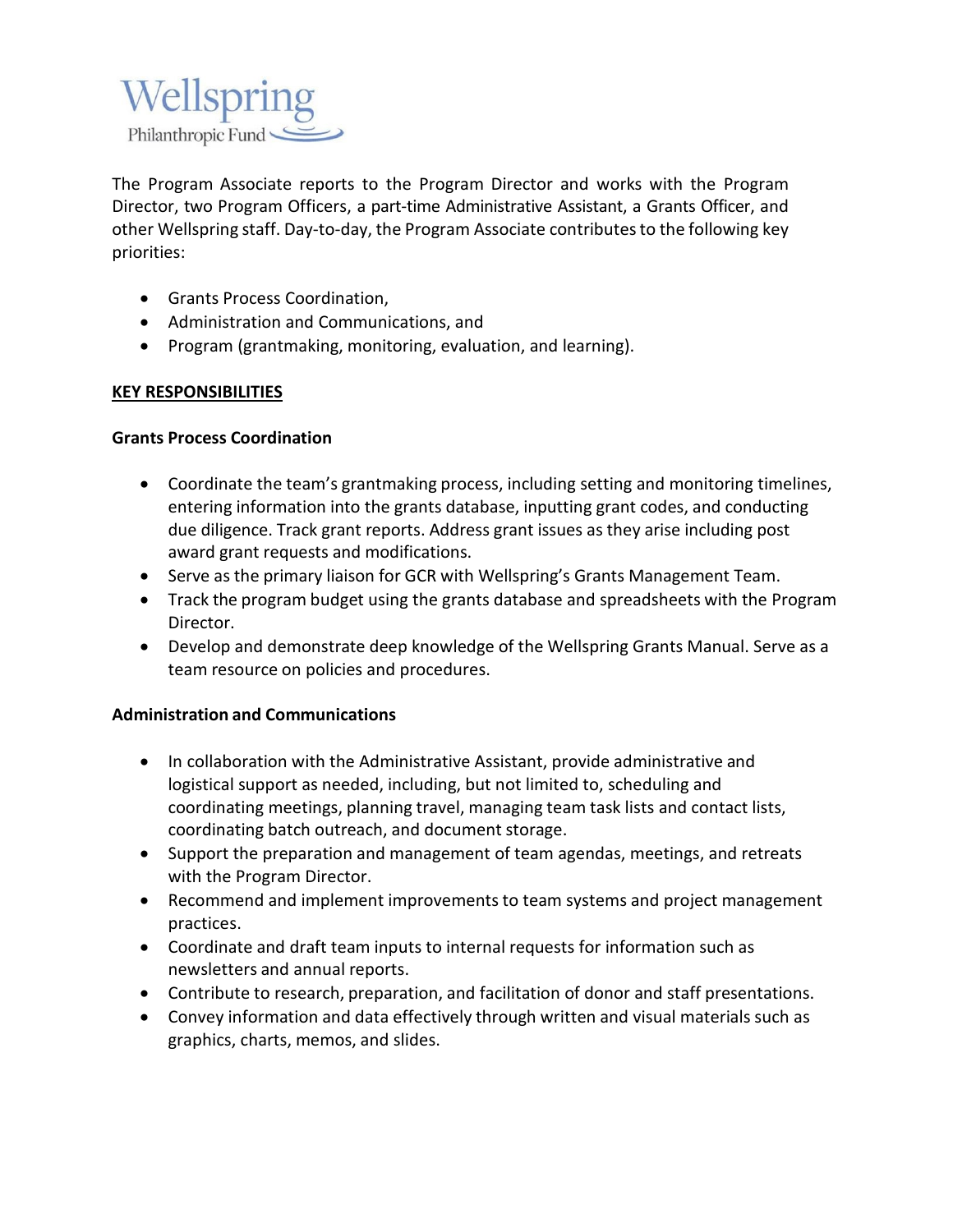Wellspring
Philanthropic Fund

The Program Associate reports to the Program Director and works with the Program Director, two Program Officers, a part-time Administrative Assistant, a Grants Officer, and other Wellspring staff. Day-to-day, the Program Associate contributes to the following key priorities:

- Grants Process Coordination,
- Administration and Communications, and
- Program (grantmaking, monitoring, evaluation, and learning).

## KEY RESPONSIBILITIES

### Grants Process Coordination

- Coordinate the team's grantmaking process, including setting and monitoring timelines, entering information into the grants database, inputting grant codes, and conducting due diligence. Track grant reports. Address grant issues as they arise including post award grant requests and modifications.
- Serve as the primary liaison for GCR with Wellspring's Grants Management Team.
- Track the program budget using the grants database and spreadsheets with the Program Director.
- Develop and demonstrate deep knowledge of the Wellspring Grants Manual. Serve as a team resource on policies and procedures.

### Administration and Communications

- In collaboration with the Administrative Assistant, provide administrative and logistical support as needed, including, but not limited to, scheduling and coordinating meetings, planning travel, managing team task lists and contact lists, coordinating batch outreach, and document storage.
- Support the preparation and management of team agendas, meetings, and retreats with the Program Director.
- Recommend and implement improvements to team systems and project management practices.
- Coordinate and draft team inputs to internal requests for information such as newsletters and annual reports.
- Contribute to research, preparation, and facilitation of donor and staff presentations.
- Convey information and data effectively through written and visual materials such as graphics, charts, memos, and slides.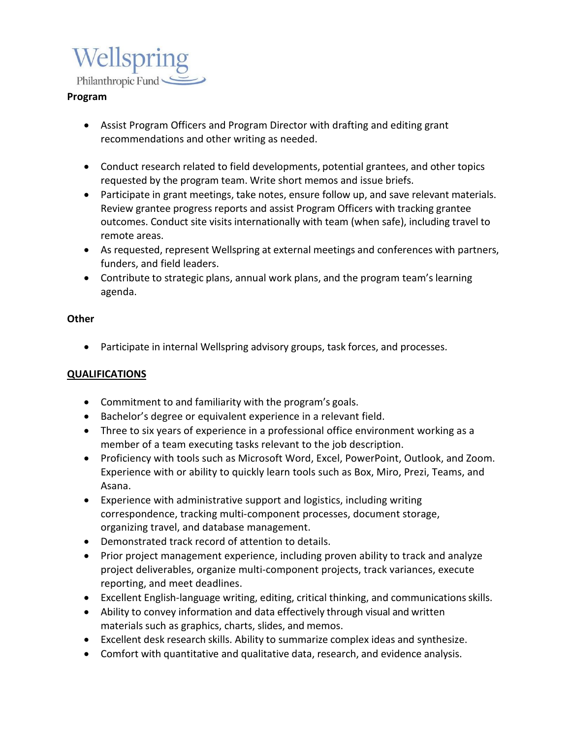**Program**

- Assist Program Officers and Program Director with drafting and editing grant recommendations and other writing as needed.
- Conduct research related to field developments, potential grantees, and other topics requested by the program team. Write short memos and issue briefs.
- Participate in grant meetings, take notes, ensure follow up, and save relevant materials. Review grantee progress reports and assist Program Officers with tracking grantee outcomes. Conduct site visits internationally with team (when safe), including travel to remote areas.
- As requested, represent Wellspring at external meetings and conferences with partners, funders, and field leaders.
- Contribute to strategic plans, annual work plans, and the program team's learning agenda.

**Other**

- Participate in internal Wellspring advisory groups, task forces, and processes.

**<u>QUALIFICATIONS</u>**

- Commitment to and familiarity with the program's goals.
- Bachelor's degree or equivalent experience in a relevant field.
- Three to six years of experience in a professional office environment working as a member of a team executing tasks relevant to the job description.
- Proficiency with tools such as Microsoft Word, Excel, PowerPoint, Outlook, and Zoom. Experience with or ability to quickly learn tools such as Box, Miro, Prezi, Teams, and Asana.
- Experience with administrative support and logistics, including writing correspondence, tracking multi-component processes, document storage, organizing travel, and database management.
- Demonstrated track record of attention to details.
- Prior project management experience, including proven ability to track and analyze project deliverables, organize multi-component projects, track variances, execute reporting, and meet deadlines.
- Excellent English-language writing, editing, critical thinking, and communications skills.
- Ability to convey information and data effectively through visual and written materials such as graphics, charts, slides, and memos.
- Excellent desk research skills. Ability to summarize complex ideas and synthesize.
- Comfort with quantitative and qualitative data, research, and evidence analysis.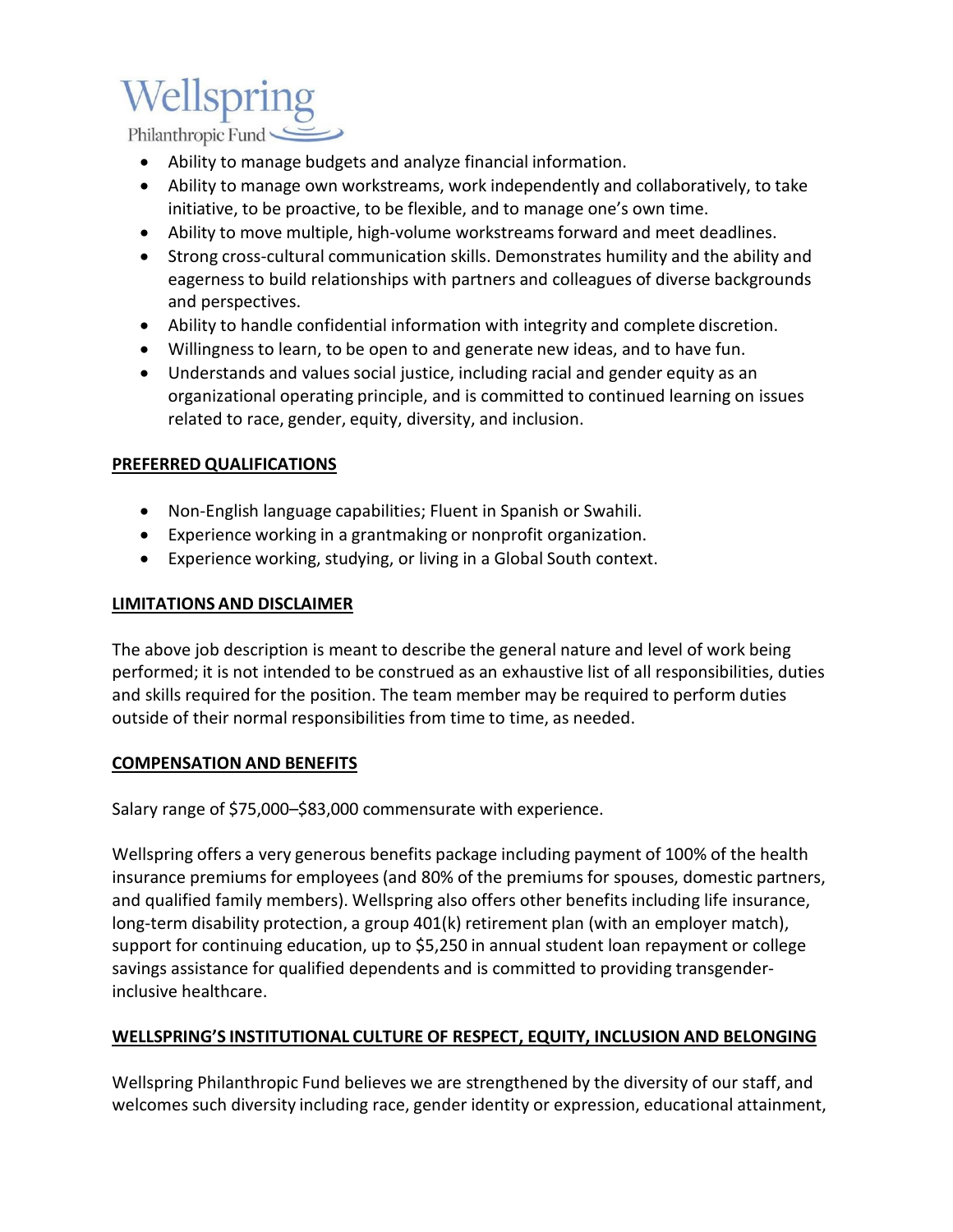- Ability to manage budgets and analyze financial information.
- Ability to manage own workstreams, work independently and collaboratively, to take initiative, to be proactive, to be flexible, and to manage one's own time.
- Ability to move multiple, high-volume workstreams forward and meet deadlines.
- Strong cross-cultural communication skills. Demonstrates humility and the ability and eagerness to build relationships with partners and colleagues of diverse backgrounds and perspectives.
- Ability to handle confidential information with integrity and complete discretion.
- Willingness to learn, to be open to and generate new ideas, and to have fun.
- Understands and values social justice, including racial and gender equity as an organizational operating principle, and is committed to continued learning on issues related to race, gender, equity, diversity, and inclusion.

## PREFERRED QUALIFICATIONS

- Non-English language capabilities; Fluent in Spanish or Swahili.
- Experience working in a grantmaking or nonprofit organization.
- Experience working, studying, or living in a Global South context.

## LIMITATIONS AND DISCLAIMER

The above job description is meant to describe the general nature and level of work being performed; it is not intended to be construed as an exhaustive list of all responsibilities, duties and skills required for the position. The team member may be required to perform duties outside of their normal responsibilities from time to time, as needed.

## COMPENSATION AND BENEFITS

Salary range of $75,000–$83,000 commensurate with experience.

Wellspring offers a very generous benefits package including payment of 100% of the health insurance premiums for employees (and 80% of the premiums for spouses, domestic partners, and qualified family members). Wellspring also offers other benefits including life insurance, long-term disability protection, a group 401(k) retirement plan (with an employer match), support for continuing education, up to $5,250 in annual student loan repayment or college savings assistance for qualified dependents and is committed to providing transgender-inclusive healthcare.

## WELLSPRING'S INSTITUTIONAL CULTURE OF RESPECT, EQUITY, INCLUSION AND BELONGING

Wellspring Philanthropic Fund believes we are strengthened by the diversity of our staff, and welcomes such diversity including race, gender identity or expression, educational attainment,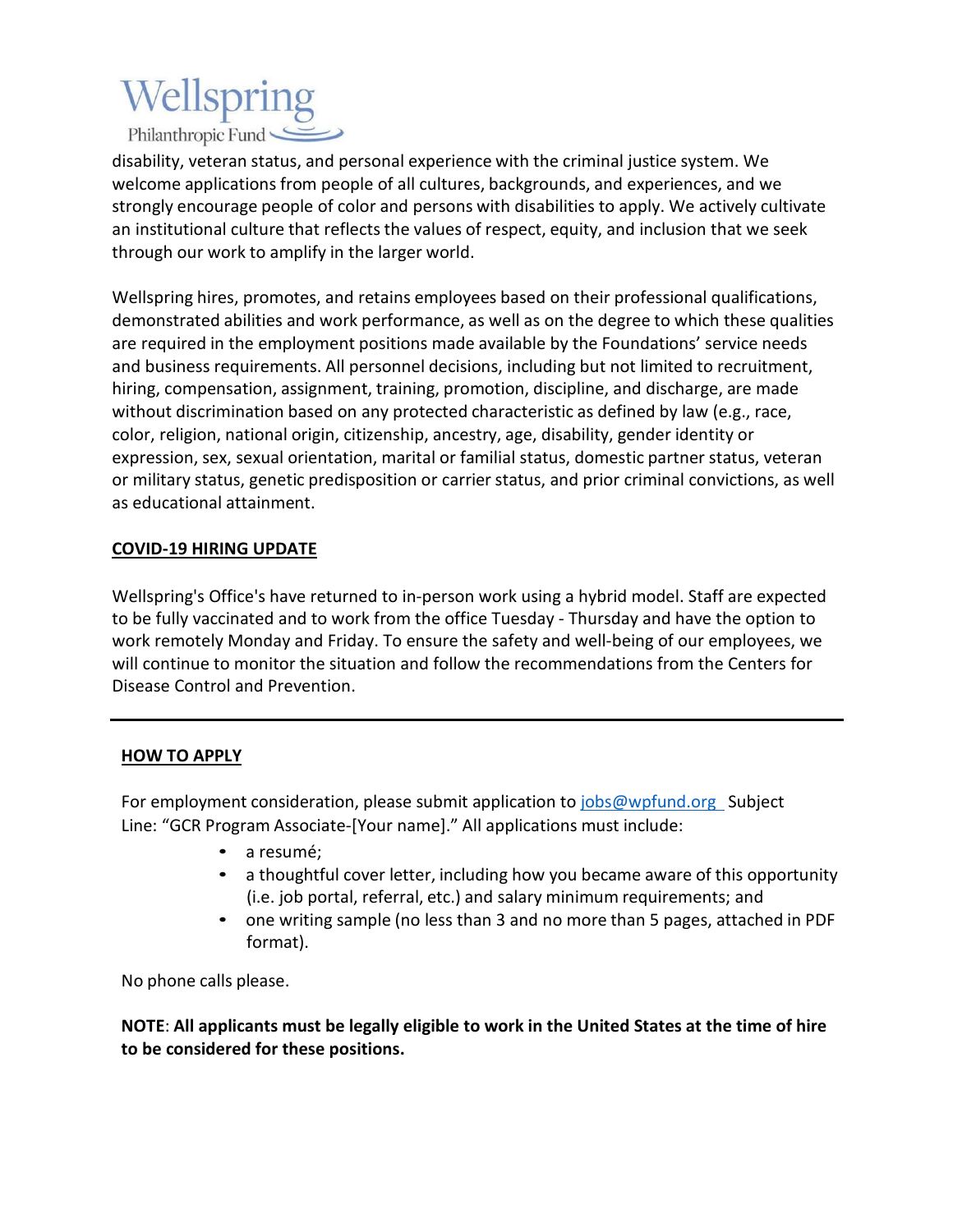disability, veteran status, and personal experience with the criminal justice system. We welcome applications from people of all cultures, backgrounds, and experiences, and we strongly encourage people of color and persons with disabilities to apply. We actively cultivate an institutional culture that reflects the values of respect, equity, and inclusion that we seek through our work to amplify in the larger world.

Wellspring hires, promotes, and retains employees based on their professional qualifications, demonstrated abilities and work performance, as well as on the degree to which these qualities are required in the employment positions made available by the Foundations' service needs and business requirements. All personnel decisions, including but not limited to recruitment, hiring, compensation, assignment, training, promotion, discipline, and discharge, are made without discrimination based on any protected characteristic as defined by law (e.g., race, color, religion, national origin, citizenship, ancestry, age, disability, gender identity or expression, sex, sexual orientation, marital or familial status, domestic partner status, veteran or military status, genetic predisposition or carrier status, and prior criminal convictions, as well as educational attainment.

## COVID-19 HIRING UPDATE

Wellspring's Office's have returned to in-person work using a hybrid model. Staff are expected to be fully vaccinated and to work from the office Tuesday - Thursday and have the option to work remotely Monday and Friday. To ensure the safety and well-being of our employees, we will continue to monitor the situation and follow the recommendations from the Centers for Disease Control and Prevention.

---

## HOW TO APPLY

For employment consideration, please submit application to jobs@wpfund.org Subject Line: "GCR Program Associate-[Your name]." All applications must include:

- a resumé;
- a thoughtful cover letter, including how you became aware of this opportunity (i.e. job portal, referral, etc.) and salary minimum requirements; and
- one writing sample (no less than 3 and no more than 5 pages, attached in PDF format).

No phone calls please.

**NOTE**: **All applicants must be legally eligible to work in the United States at the time of hire to be considered for these positions.**